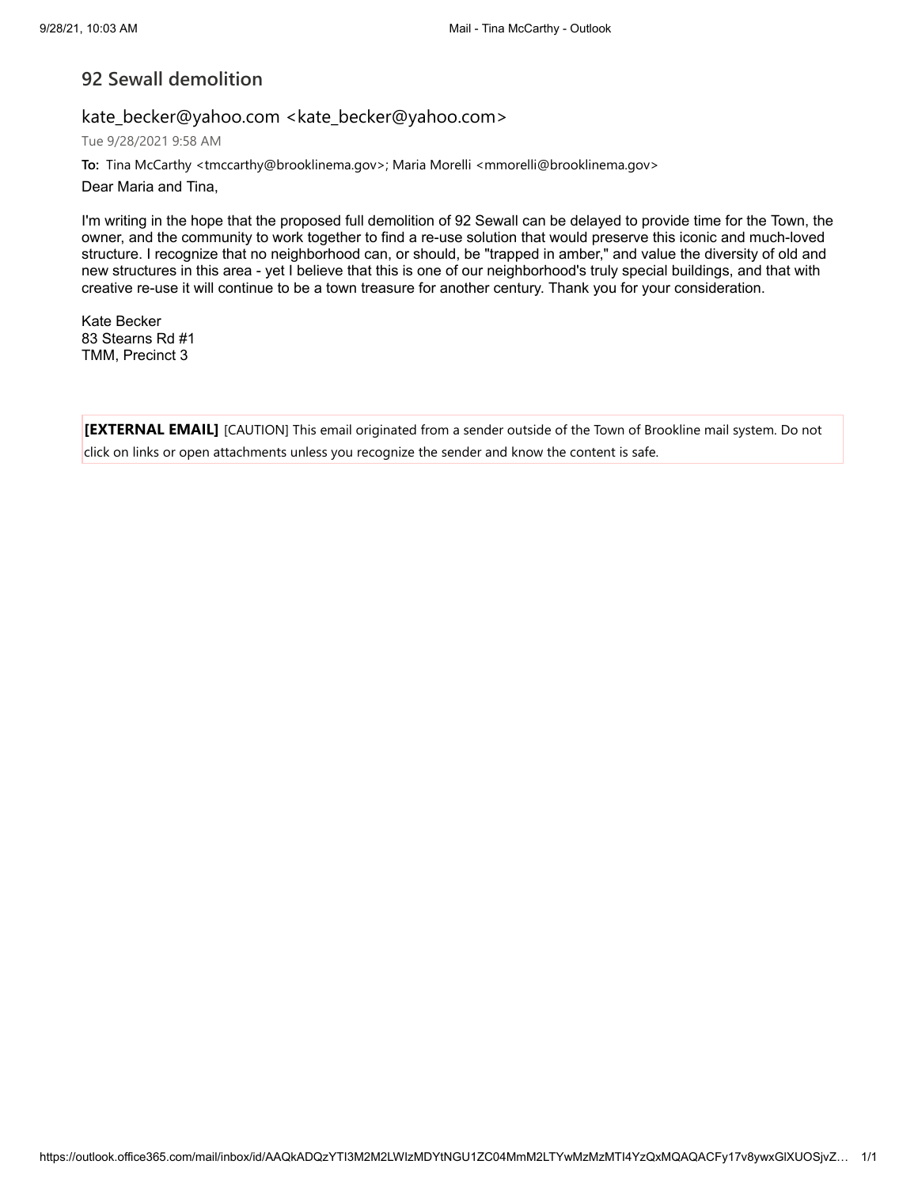# 92 Sewall demolition

kate_becker@yahoo.com <kate_becker@yahoo.com>

Tue 9/28/2021 9:58 AM

**To:** Tina McCarthy <tmccarthy@brooklinema.gov>; Maria Morelli <mmorelli@brooklinema.gov>

Dear Maria and Tina,

I'm writing in the hope that the proposed full demolition of 92 Sewall can be delayed to provide time for the Town, the owner, and the community to work together to find a re-use solution that would preserve this iconic and much-loved structure. I recognize that no neighborhood can, or should, be "trapped in amber," and value the diversity of old and new structures in this area - yet I believe that this is one of our neighborhood's truly special buildings, and that with creative re-use it will continue to be a town treasure for another century. Thank you for your consideration.

Kate Becker
83 Stearns Rd #1
TMM, Precinct 3

**[EXTERNAL EMAIL]** [CAUTION] This email originated from a sender outside of the Town of Brookline mail system. Do not click on links or open attachments unless you recognize the sender and know the content is safe.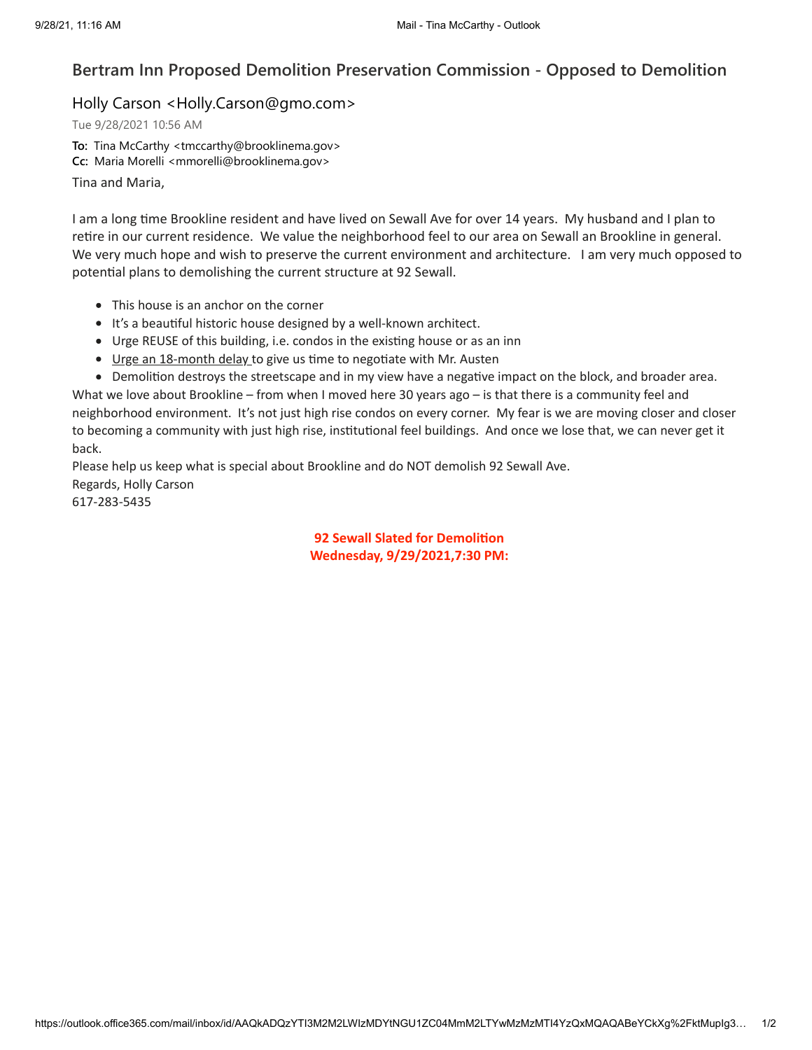# Bertram Inn Proposed Demolition Preservation Commission - Opposed to Demolition

Holly Carson <Holly.Carson@gmo.com>

Tue 9/28/2021 10:56 AM

**To:** Tina McCarthy <tmccarthy@brooklinema.gov>
**Cc:** Maria Morelli <mmorelli@brooklinema.gov>

Tina and Maria,

I am a long time Brookline resident and have lived on Sewall Ave for over 14 years. My husband and I plan to retire in our current residence. We value the neighborhood feel to our area on Sewall an Brookline in general. We very much hope and wish to preserve the current environment and architecture. I am very much opposed to potential plans to demolishing the current structure at 92 Sewall.

- This house is an anchor on the corner
- It's a beautiful historic house designed by a well-known architect.
- Urge REUSE of this building, i.e. condos in the existing house or as an inn
- Urge an 18-month delay to give us time to negotiate with Mr. Austen
- Demolition destroys the streetscape and in my view have a negative impact on the block, and broader area.

What we love about Brookline – from when I moved here 30 years ago – is that there is a community feel and neighborhood environment. It's not just high rise condos on every corner. My fear is we are moving closer and closer to becoming a community with just high rise, institutional feel buildings. And once we lose that, we can never get it back.

Please help us keep what is special about Brookline and do NOT demolish 92 Sewall Ave.

Regards, Holly Carson
617-283-5435

**92 Sewall Slated for Demolition**
**Wednesday, 9/29/2021,7:30 PM:**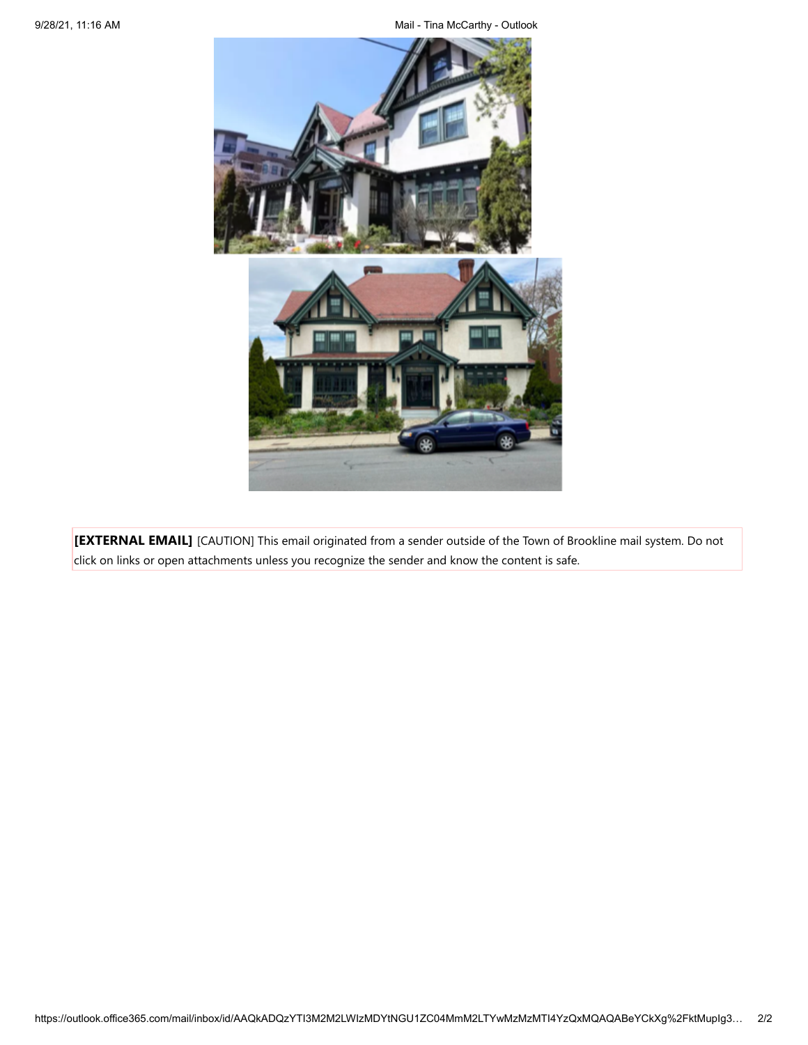**[EXTERNAL EMAIL]** [CAUTION] This email originated from a sender outside of the Town of Brookline mail system. Do not click on links or open attachments unless you recognize the sender and know the content is safe.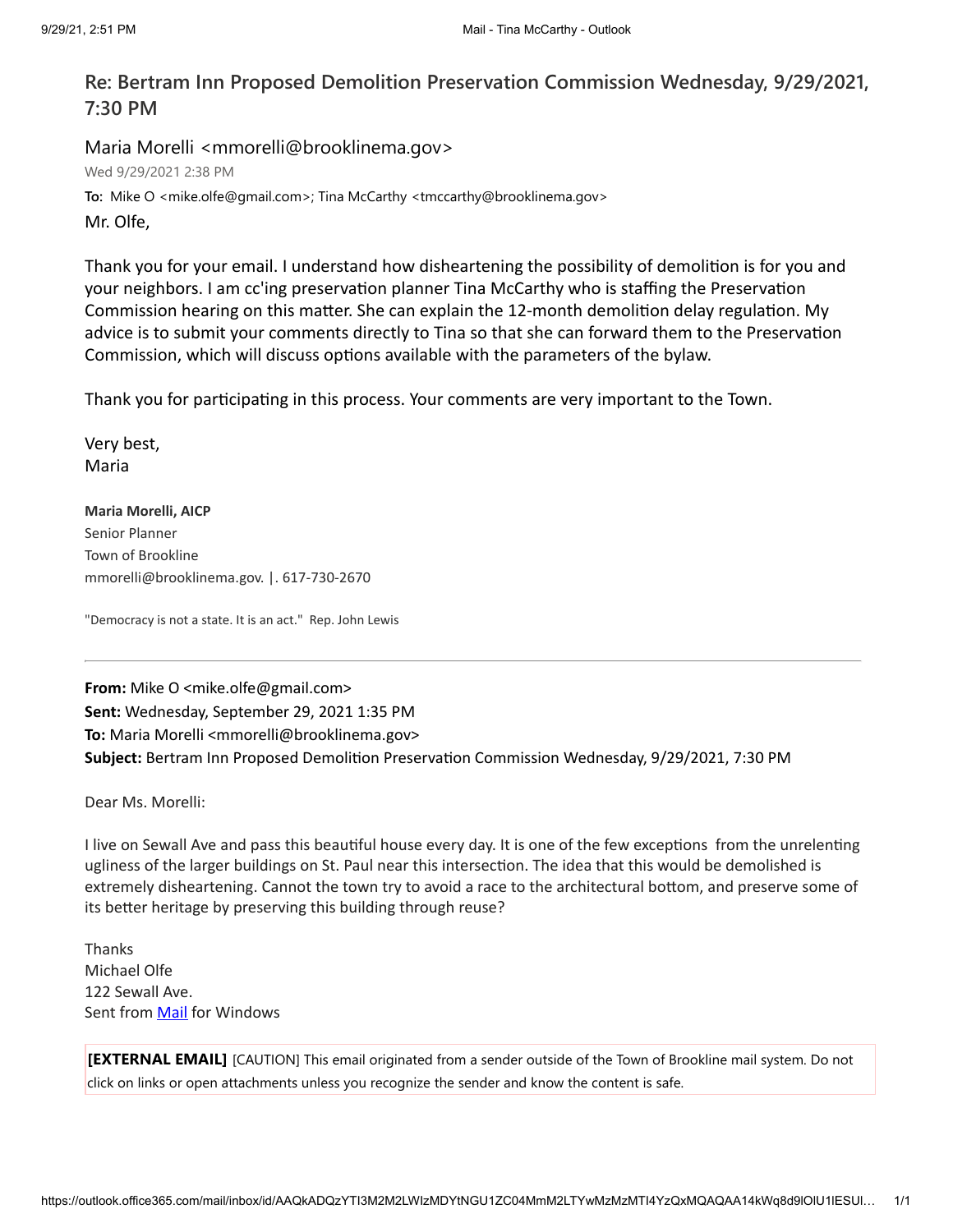# Re: Bertram Inn Proposed Demolition Preservation Commission Wednesday, 9/29/2021, 7:30 PM

Maria Morelli <mmorelli@brooklinema.gov>

Wed 9/29/2021 2:38 PM

**To:** Mike O <mike.olfe@gmail.com>; Tina McCarthy <tmccarthy@brooklinema.gov>

Mr. Olfe,

Thank you for your email. I understand how disheartening the possibility of demolition is for you and your neighbors. I am cc'ing preservation planner Tina McCarthy who is staffing the Preservation Commission hearing on this matter. She can explain the 12-month demolition delay regulation. My advice is to submit your comments directly to Tina so that she can forward them to the Preservation Commission, which will discuss options available with the parameters of the bylaw.

Thank you for participating in this process. Your comments are very important to the Town.

Very best,
Maria

**Maria Morelli, AICP**
Senior Planner
Town of Brookline
mmorelli@brooklinema.gov. |. 617-730-2670

"Democracy is not a state. It is an act." Rep. John Lewis

---

**From:** Mike O <mike.olfe@gmail.com>
**Sent:** Wednesday, September 29, 2021 1:35 PM
**To:** Maria Morelli <mmorelli@brooklinema.gov>
**Subject:** Bertram Inn Proposed Demolition Preservation Commission Wednesday, 9/29/2021, 7:30 PM

Dear Ms. Morelli:

I live on Sewall Ave and pass this beautiful house every day. It is one of the few exceptions from the unrelenting ugliness of the larger buildings on St. Paul near this intersection. The idea that this would be demolished is extremely disheartening. Cannot the town try to avoid a race to the architectural bottom, and preserve some of its better heritage by preserving this building through reuse?

Thanks
Michael Olfe
122 Sewall Ave.
Sent from Mail for Windows

**[EXTERNAL EMAIL]** [CAUTION] This email originated from a sender outside of the Town of Brookline mail system. Do not click on links or open attachments unless you recognize the sender and know the content is safe.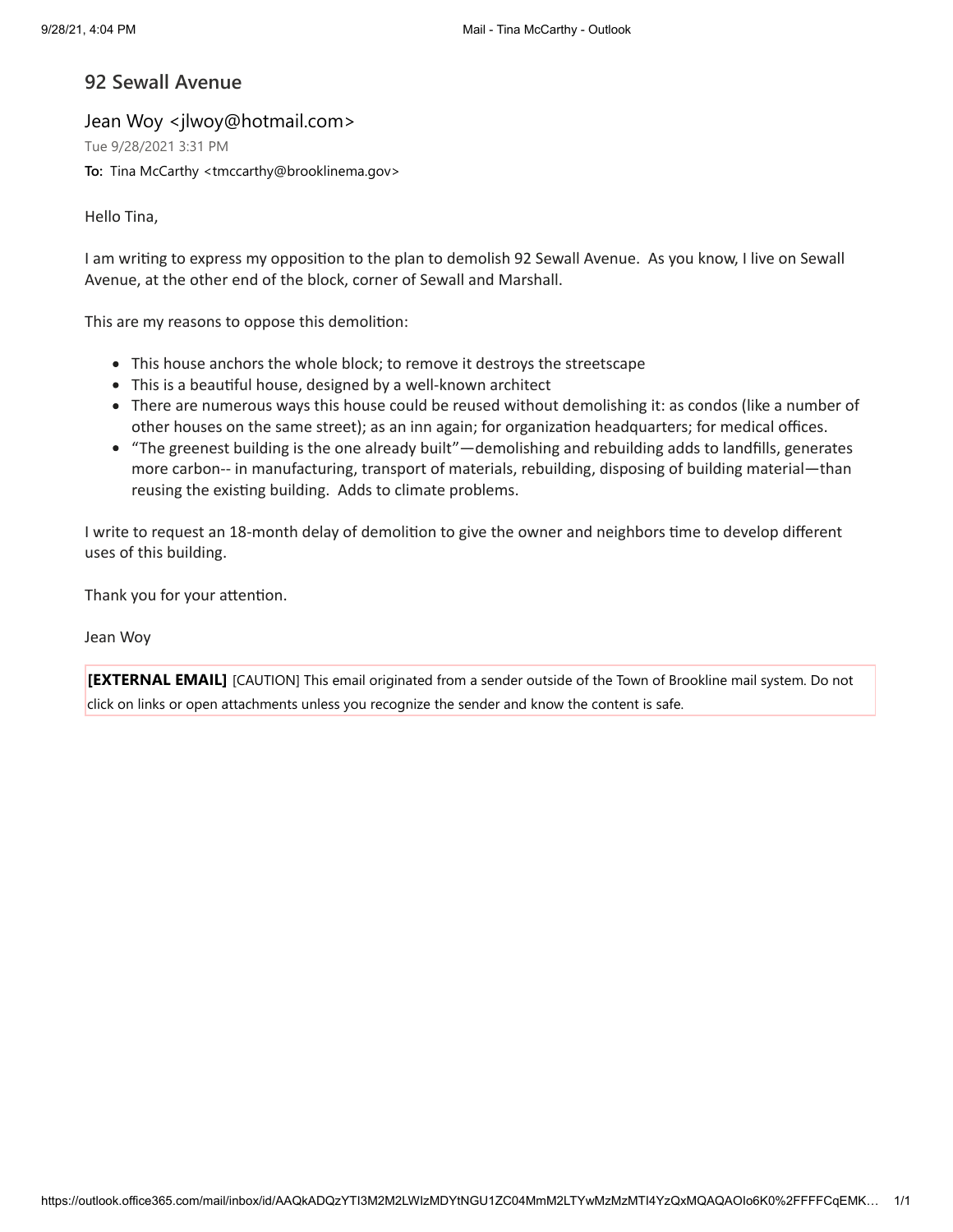# 92 Sewall Avenue

Jean Woy <jlwoy@hotmail.com>

Tue 9/28/2021 3:31 PM

**To:** Tina McCarthy <tmccarthy@brooklinema.gov>

Hello Tina,

I am writing to express my opposition to the plan to demolish 92 Sewall Avenue. As you know, I live on Sewall Avenue, at the other end of the block, corner of Sewall and Marshall.

This are my reasons to oppose this demolition:

- This house anchors the whole block; to remove it destroys the streetscape
- This is a beautiful house, designed by a well-known architect
- There are numerous ways this house could be reused without demolishing it: as condos (like a number of other houses on the same street); as an inn again; for organization headquarters; for medical offices.
- "The greenest building is the one already built"—demolishing and rebuilding adds to landfills, generates more carbon-- in manufacturing, transport of materials, rebuilding, disposing of building material—than reusing the existing building. Adds to climate problems.

I write to request an 18-month delay of demolition to give the owner and neighbors time to develop different uses of this building.

Thank you for your attention.

Jean Woy

**[EXTERNAL EMAIL]** [CAUTION] This email originated from a sender outside of the Town of Brookline mail system. Do not click on links or open attachments unless you recognize the sender and know the content is safe.